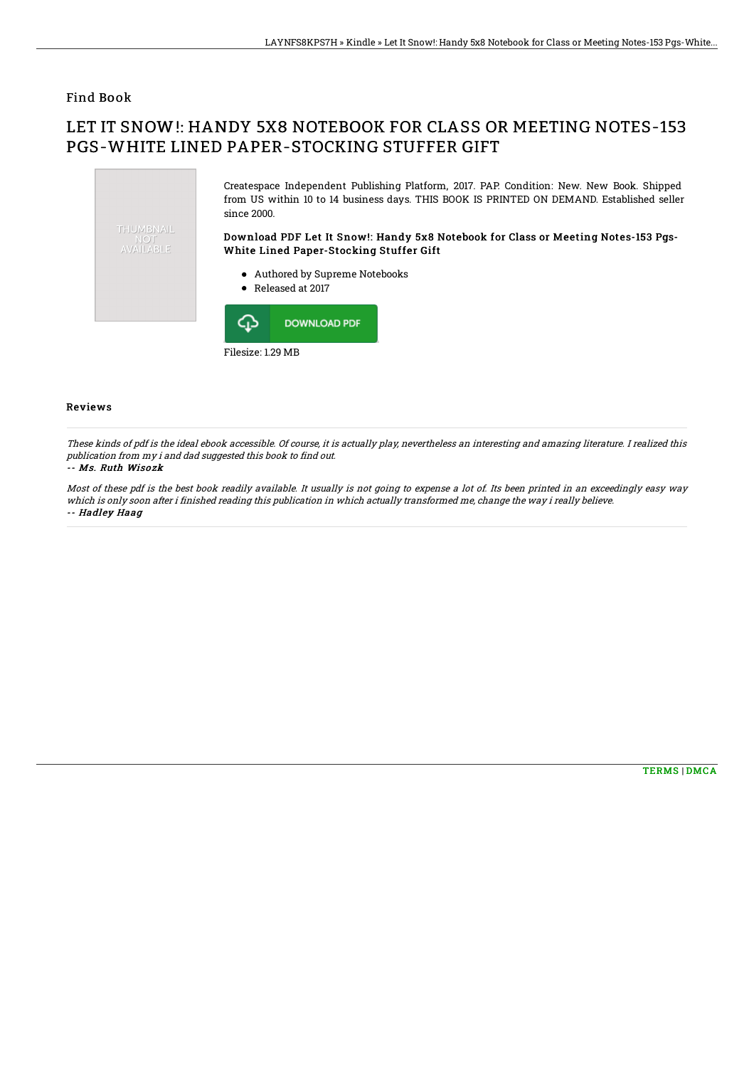Find Book

# LET IT SNOW!: HANDY 5X8 NOTEBOOK FOR CLASS OR MEETING NOTES-153 PGS-WHITE LINED PAPER-STOCKING STUFFER GIFT

THUMBNAIL NOT AVAILABLE

Createspace Independent Publishing Platform, 2017. PAP. Condition: New. New Book. Shipped from US within 10 to 14 business days. THIS BOOK IS PRINTED ON DEMAND. Established seller since 2000.

### Download PDF Let It Snow!: Handy 5x8 Notebook for Class or Meeting Notes-153 Pgs-White Lined Paper-Stocking Stuffer Gift

- Authored by Supreme Notebooks
- Released at 2017

DOWNLOAD PDF

Filesize: 1.29 MB

## Reviews

*These kinds of pdf is the ideal ebook accessible. Of course, it is actually play, nevertheless an interesting and amazing literature. I realized this publication from my i and dad suggested this book to find out.*

*-- Ms. Ruth Wisozk*

*Most of these pdf is the best book readily available. It usually is not going to expense a lot of. Its been printed in an exceedingly easy way which is only soon after i finished reading this publication in which actually transformed me, change the way i really believe.*

*-- Hadley Haag*

TERMS | DMCA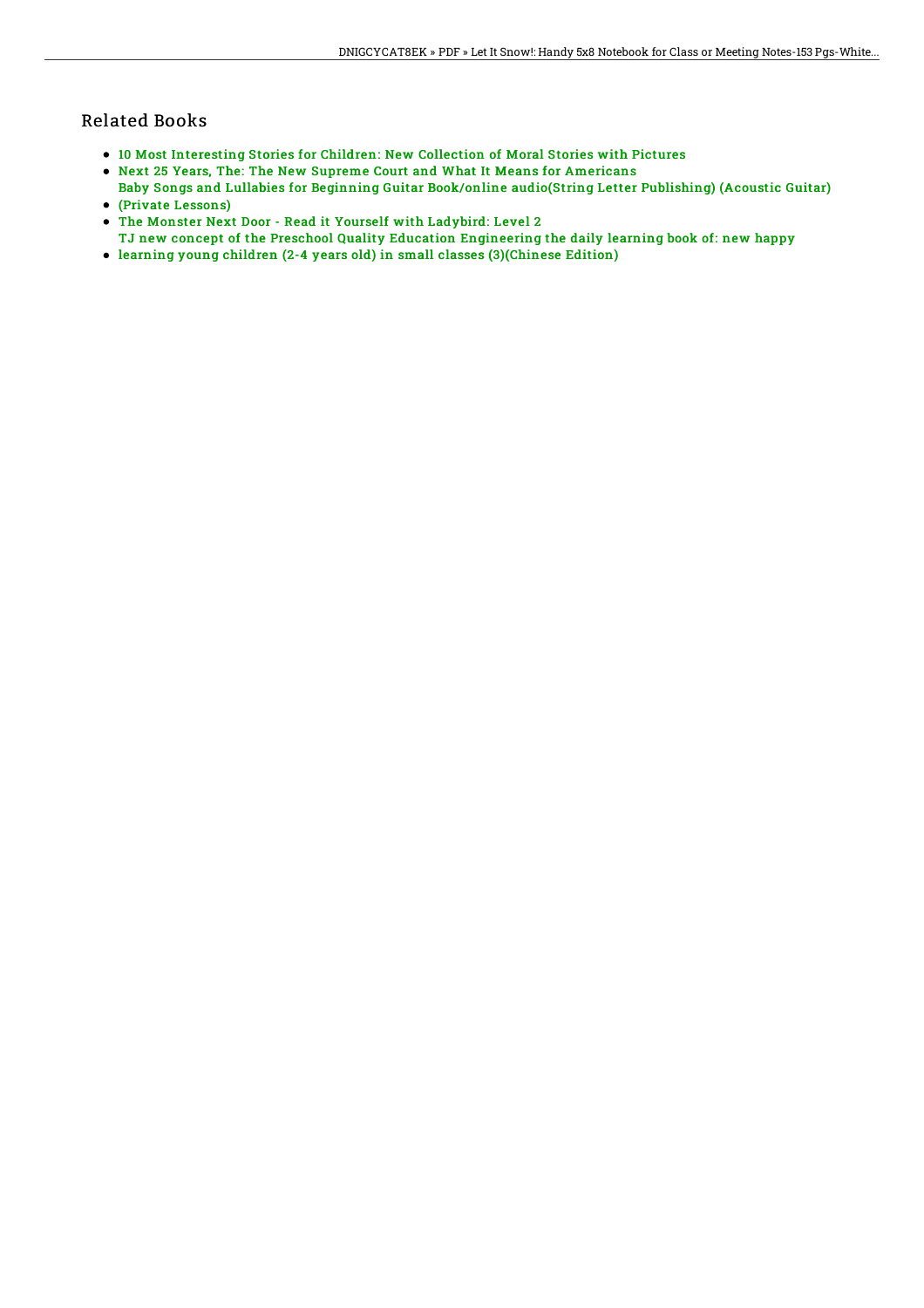## Related Books

- 10 Most Interesting Stories for Children: New Collection of Moral Stories with Pictures
- Next 25 Years, The: The New Supreme Court and What It Means for Americans
- Baby Songs and Lullabies for Beginning Guitar Book/online audio(String Letter Publishing) (Acoustic Guitar) (Private Lessons)
- The Monster Next Door - Read it Yourself with Ladybird: Level 2
- TJ new concept of the Preschool Quality Education Engineering the daily learning book of: new happy learning young children (2-4 years old) in small classes (3)(Chinese Edition)